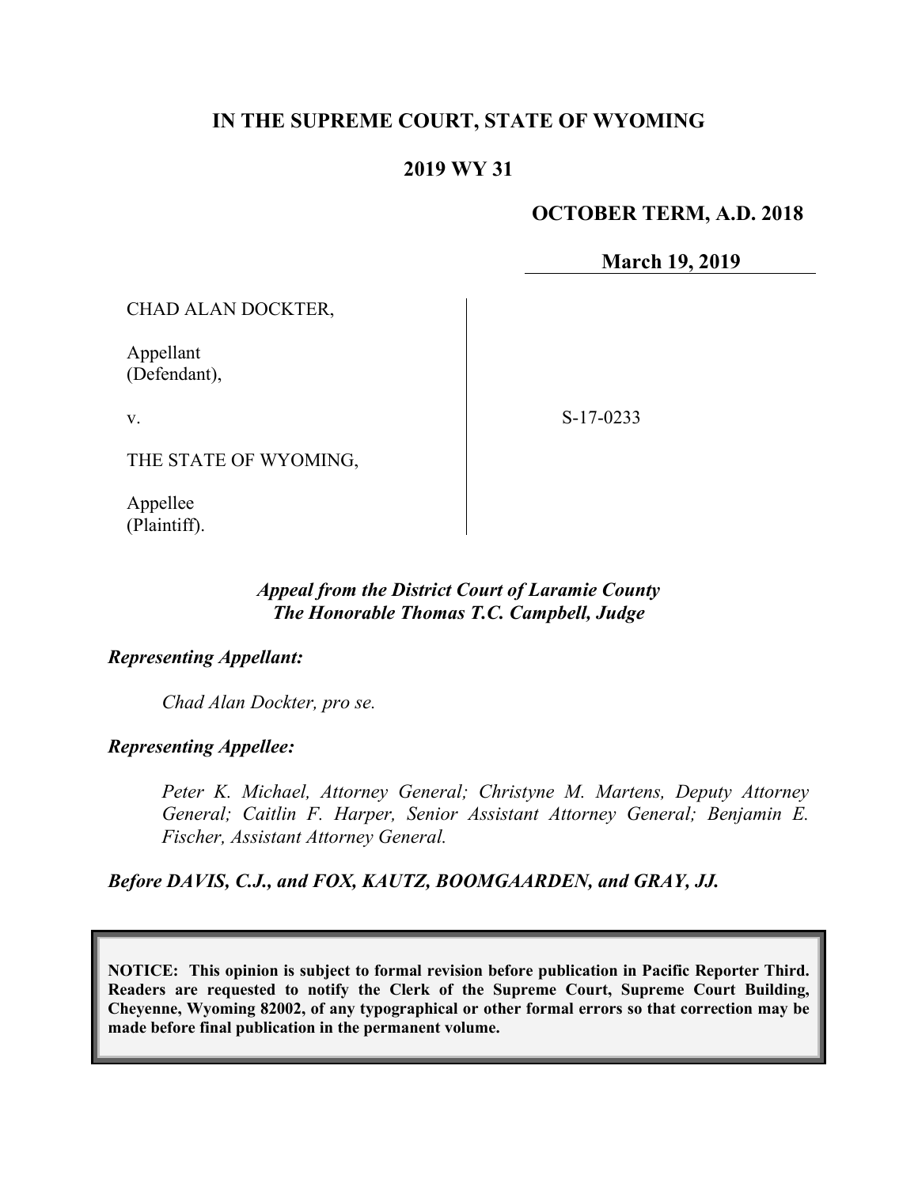# IN THE SUPREME COURT, STATE OF WYOMING

## 2019 WY 31

**OCTOBER TERM, A.D. 2018**

**March 19, 2019**

CHAD ALAN DOCKTER,

Appellant
(Defendant),

v.

THE STATE OF WYOMING,

Appellee
(Plaintiff).

S-17-0233

*Appeal from the District Court of Laramie County*
*The Honorable Thomas T.C. Campbell, Judge*

***Representing Appellant:***

*Chad Alan Dockter, pro se.*

***Representing Appellee:***

*Peter K. Michael, Attorney General; Christyne M. Martens, Deputy Attorney General; Caitlin F. Harper, Senior Assistant Attorney General; Benjamin E. Fischer, Assistant Attorney General.*

***Before DAVIS, C.J., and FOX, KAUTZ, BOOMGAARDEN, and GRAY, JJ.***

**NOTICE: This opinion is subject to formal revision before publication in Pacific Reporter Third. Readers are requested to notify the Clerk of the Supreme Court, Supreme Court Building, Cheyenne, Wyoming 82002, of any typographical or other formal errors so that correction may be made before final publication in the permanent volume.**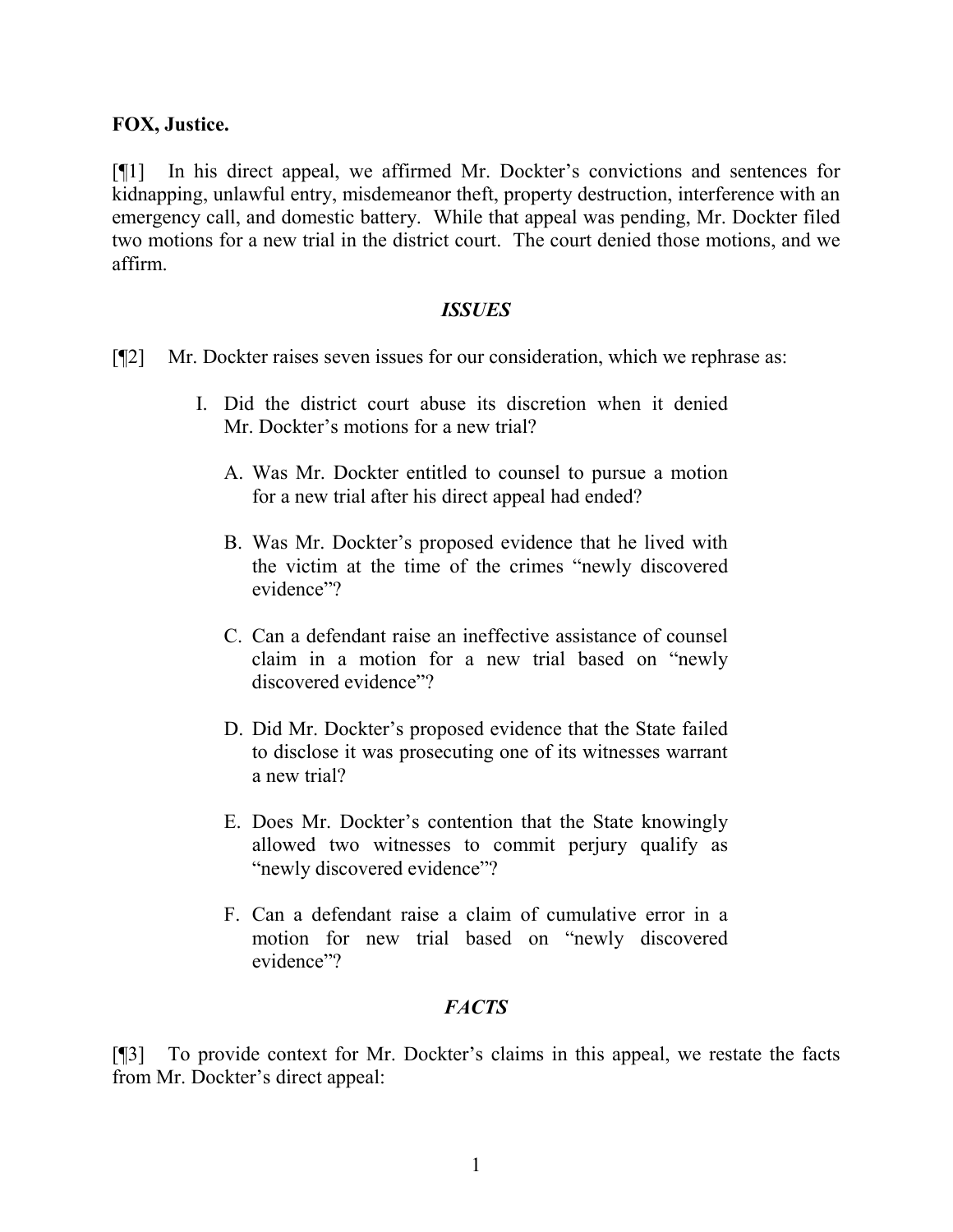**FOX, Justice.**

[¶1] In his direct appeal, we affirmed Mr. Dockter's convictions and sentences for kidnapping, unlawful entry, misdemeanor theft, property destruction, interference with an emergency call, and domestic battery. While that appeal was pending, Mr. Dockter filed two motions for a new trial in the district court. The court denied those motions, and we affirm.

## *ISSUES*

[¶2] Mr. Dockter raises seven issues for our consideration, which we rephrase as:

> I. Did the district court abuse its discretion when it denied Mr. Dockter's motions for a new trial?
>
> > A. Was Mr. Dockter entitled to counsel to pursue a motion for a new trial after his direct appeal had ended?
> >
> > B. Was Mr. Dockter's proposed evidence that he lived with the victim at the time of the crimes "newly discovered evidence"?
> >
> > C. Can a defendant raise an ineffective assistance of counsel claim in a motion for a new trial based on "newly discovered evidence"?
> >
> > D. Did Mr. Dockter's proposed evidence that the State failed to disclose it was prosecuting one of its witnesses warrant a new trial?
> >
> > E. Does Mr. Dockter's contention that the State knowingly allowed two witnesses to commit perjury qualify as "newly discovered evidence"?
> >
> > F. Can a defendant raise a claim of cumulative error in a motion for new trial based on "newly discovered evidence"?

## *FACTS*

[¶3] To provide context for Mr. Dockter's claims in this appeal, we restate the facts from Mr. Dockter's direct appeal: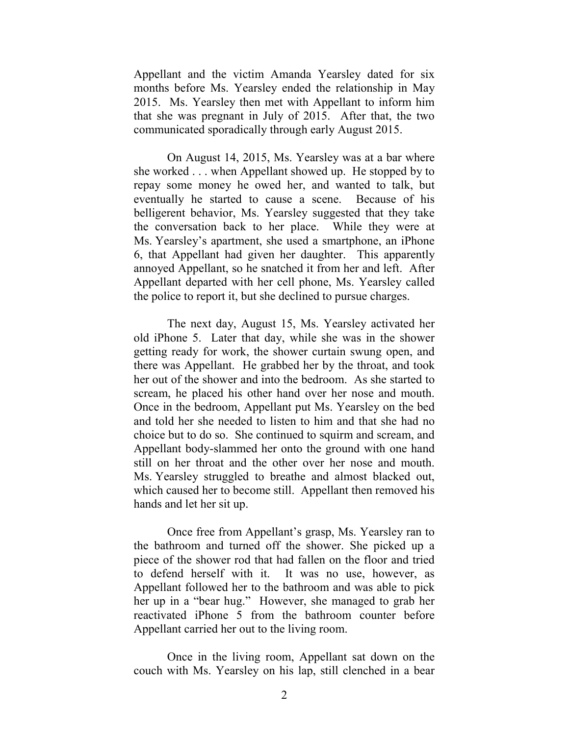Appellant and the victim Amanda Yearsley dated for six months before Ms. Yearsley ended the relationship in May 2015. Ms. Yearsley then met with Appellant to inform him that she was pregnant in July of 2015. After that, the two communicated sporadically through early August 2015.

On August 14, 2015, Ms. Yearsley was at a bar where she worked . . . when Appellant showed up. He stopped by to repay some money he owed her, and wanted to talk, but eventually he started to cause a scene. Because of his belligerent behavior, Ms. Yearsley suggested that they take the conversation back to her place. While they were at Ms. Yearsley's apartment, she used a smartphone, an iPhone 6, that Appellant had given her daughter. This apparently annoyed Appellant, so he snatched it from her and left. After Appellant departed with her cell phone, Ms. Yearsley called the police to report it, but she declined to pursue charges.

The next day, August 15, Ms. Yearsley activated her old iPhone 5. Later that day, while she was in the shower getting ready for work, the shower curtain swung open, and there was Appellant. He grabbed her by the throat, and took her out of the shower and into the bedroom. As she started to scream, he placed his other hand over her nose and mouth. Once in the bedroom, Appellant put Ms. Yearsley on the bed and told her she needed to listen to him and that she had no choice but to do so. She continued to squirm and scream, and Appellant body-slammed her onto the ground with one hand still on her throat and the other over her nose and mouth. Ms. Yearsley struggled to breathe and almost blacked out, which caused her to become still. Appellant then removed his hands and let her sit up.

Once free from Appellant's grasp, Ms. Yearsley ran to the bathroom and turned off the shower. She picked up a piece of the shower rod that had fallen on the floor and tried to defend herself with it. It was no use, however, as Appellant followed her to the bathroom and was able to pick her up in a "bear hug." However, she managed to grab her reactivated iPhone 5 from the bathroom counter before Appellant carried her out to the living room.

Once in the living room, Appellant sat down on the couch with Ms. Yearsley on his lap, still clenched in a bear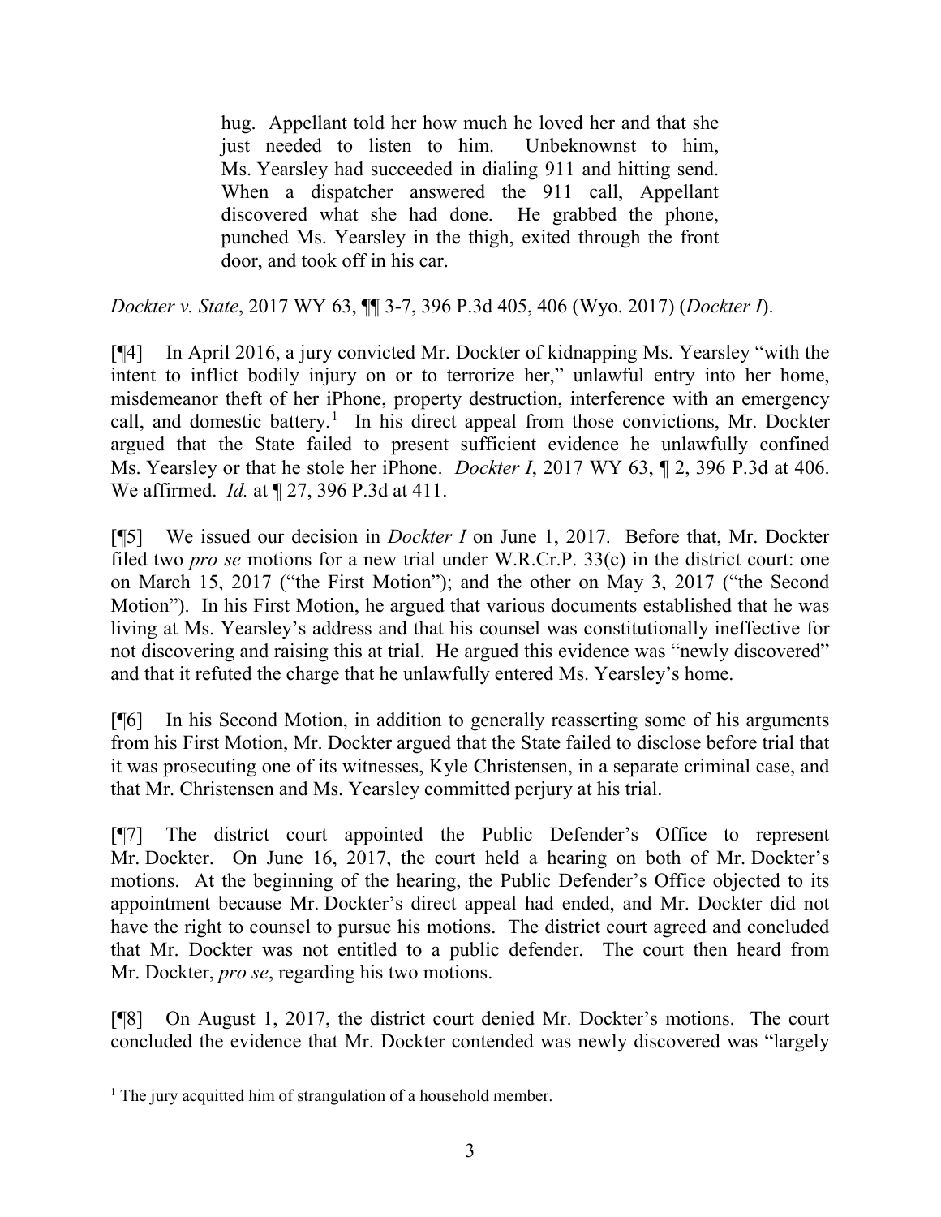> hug. Appellant told her how much he loved her and that she just needed to listen to him. Unbeknownst to him, Ms. Yearsley had succeeded in dialing 911 and hitting send. When a dispatcher answered the 911 call, Appellant discovered what she had done. He grabbed the phone, punched Ms. Yearsley in the thigh, exited through the front door, and took off in his car.

*Dockter v. State*, 2017 WY 63, ¶¶ 3-7, 396 P.3d 405, 406 (Wyo. 2017) (*Dockter I*).

[¶4] In April 2016, a jury convicted Mr. Dockter of kidnapping Ms. Yearsley "with the intent to inflict bodily injury on or to terrorize her," unlawful entry into her home, misdemeanor theft of her iPhone, property destruction, interference with an emergency call, and domestic battery.[1] In his direct appeal from those convictions, Mr. Dockter argued that the State failed to present sufficient evidence he unlawfully confined Ms. Yearsley or that he stole her iPhone. *Dockter I*, 2017 WY 63, ¶ 2, 396 P.3d at 406. We affirmed. *Id.* at ¶ 27, 396 P.3d at 411.

[¶5] We issued our decision in *Dockter I* on June 1, 2017. Before that, Mr. Dockter filed two *pro se* motions for a new trial under W.R.Cr.P. 33(c) in the district court: one on March 15, 2017 ("the First Motion"); and the other on May 3, 2017 ("the Second Motion"). In his First Motion, he argued that various documents established that he was living at Ms. Yearsley's address and that his counsel was constitutionally ineffective for not discovering and raising this at trial. He argued this evidence was "newly discovered" and that it refuted the charge that he unlawfully entered Ms. Yearsley's home.

[¶6] In his Second Motion, in addition to generally reasserting some of his arguments from his First Motion, Mr. Dockter argued that the State failed to disclose before trial that it was prosecuting one of its witnesses, Kyle Christensen, in a separate criminal case, and that Mr. Christensen and Ms. Yearsley committed perjury at his trial.

[¶7] The district court appointed the Public Defender's Office to represent Mr. Dockter. On June 16, 2017, the court held a hearing on both of Mr. Dockter's motions. At the beginning of the hearing, the Public Defender's Office objected to its appointment because Mr. Dockter's direct appeal had ended, and Mr. Dockter did not have the right to counsel to pursue his motions. The district court agreed and concluded that Mr. Dockter was not entitled to a public defender. The court then heard from Mr. Dockter, *pro se*, regarding his two motions.

[¶8] On August 1, 2017, the district court denied Mr. Dockter's motions. The court concluded the evidence that Mr. Dockter contended was newly discovered was "largely

---

[1] The jury acquitted him of strangulation of a household member.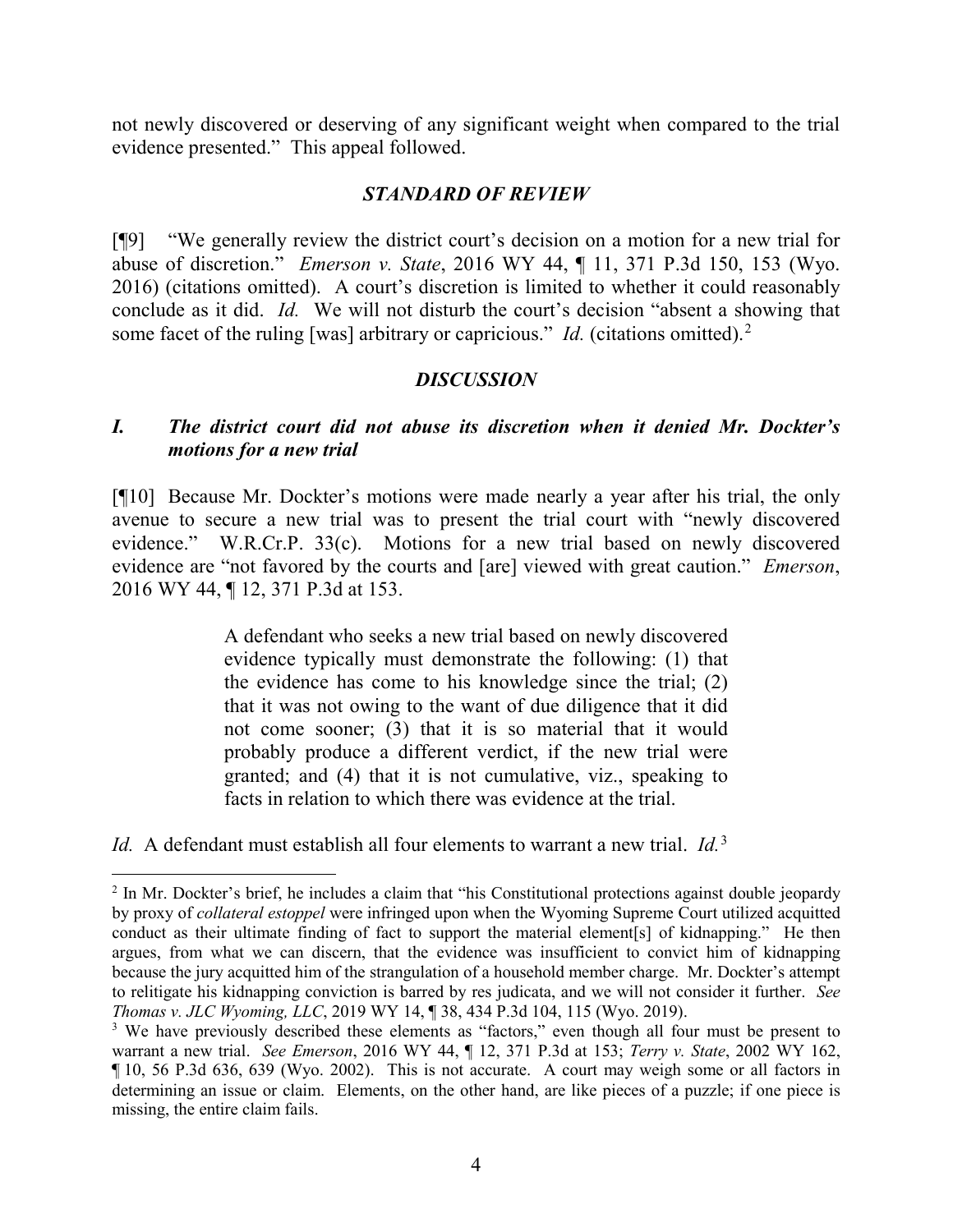not newly discovered or deserving of any significant weight when compared to the trial evidence presented." This appeal followed.

## *STANDARD OF REVIEW*

[¶9] "We generally review the district court's decision on a motion for a new trial for abuse of discretion." *Emerson v. State*, 2016 WY 44, ¶ 11, 371 P.3d 150, 153 (Wyo. 2016) (citations omitted). A court's discretion is limited to whether it could reasonably conclude as it did. *Id.* We will not disturb the court's decision "absent a showing that some facet of the ruling [was] arbitrary or capricious." *Id.* (citations omitted).[2]

## *DISCUSSION*

### *I. The district court did not abuse its discretion when it denied Mr. Dockter's motions for a new trial*

[¶10] Because Mr. Dockter's motions were made nearly a year after his trial, the only avenue to secure a new trial was to present the trial court with "newly discovered evidence." W.R.Cr.P. 33(c). Motions for a new trial based on newly discovered evidence are "not favored by the courts and [are] viewed with great caution." *Emerson*, 2016 WY 44, ¶ 12, 371 P.3d at 153.

> A defendant who seeks a new trial based on newly discovered evidence typically must demonstrate the following: (1) that the evidence has come to his knowledge since the trial; (2) that it was not owing to the want of due diligence that it did not come sooner; (3) that it is so material that it would probably produce a different verdict, if the new trial were granted; and (4) that it is not cumulative, viz., speaking to facts in relation to which there was evidence at the trial.

*Id.* A defendant must establish all four elements to warrant a new trial. *Id.*[3]

---

[2] In Mr. Dockter's brief, he includes a claim that "his Constitutional protections against double jeopardy by proxy of *collateral estoppel* were infringed upon when the Wyoming Supreme Court utilized acquitted conduct as their ultimate finding of fact to support the material element[s] of kidnapping." He then argues, from what we can discern, that the evidence was insufficient to convict him of kidnapping because the jury acquitted him of the strangulation of a household member charge. Mr. Dockter's attempt to relitigate his kidnapping conviction is barred by res judicata, and we will not consider it further. *See Thomas v. JLC Wyoming, LLC*, 2019 WY 14, ¶ 38, 434 P.3d 104, 115 (Wyo. 2019).

[3] We have previously described these elements as "factors," even though all four must be present to warrant a new trial. *See Emerson*, 2016 WY 44, ¶ 12, 371 P.3d at 153; *Terry v. State*, 2002 WY 162, ¶ 10, 56 P.3d 636, 639 (Wyo. 2002). This is not accurate. A court may weigh some or all factors in determining an issue or claim. Elements, on the other hand, are like pieces of a puzzle; if one piece is missing, the entire claim fails.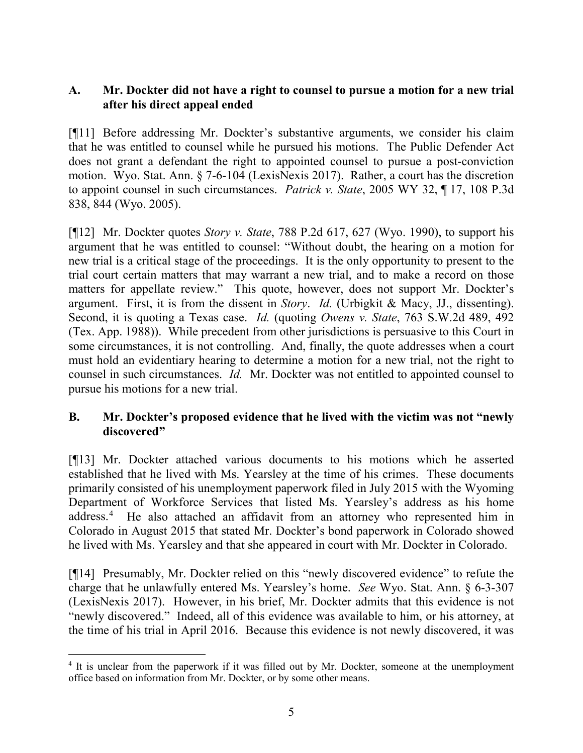### A. Mr. Dockter did not have a right to counsel to pursue a motion for a new trial after his direct appeal ended

[¶11] Before addressing Mr. Dockter's substantive arguments, we consider his claim that he was entitled to counsel while he pursued his motions. The Public Defender Act does not grant a defendant the right to appointed counsel to pursue a post-conviction motion. Wyo. Stat. Ann. § 7-6-104 (LexisNexis 2017). Rather, a court has the discretion to appoint counsel in such circumstances. *Patrick v. State*, 2005 WY 32, ¶ 17, 108 P.3d 838, 844 (Wyo. 2005).

[¶12] Mr. Dockter quotes *Story v. State*, 788 P.2d 617, 627 (Wyo. 1990), to support his argument that he was entitled to counsel: "Without doubt, the hearing on a motion for new trial is a critical stage of the proceedings. It is the only opportunity to present to the trial court certain matters that may warrant a new trial, and to make a record on those matters for appellate review." This quote, however, does not support Mr. Dockter's argument. First, it is from the dissent in *Story*. *Id.* (Urbigkit & Macy, JJ., dissenting). Second, it is quoting a Texas case. *Id.* (quoting *Owens v. State*, 763 S.W.2d 489, 492 (Tex. App. 1988)). While precedent from other jurisdictions is persuasive to this Court in some circumstances, it is not controlling. And, finally, the quote addresses when a court must hold an evidentiary hearing to determine a motion for a new trial, not the right to counsel in such circumstances. *Id.* Mr. Dockter was not entitled to appointed counsel to pursue his motions for a new trial.

### B. Mr. Dockter's proposed evidence that he lived with the victim was not "newly discovered"

[¶13] Mr. Dockter attached various documents to his motions which he asserted established that he lived with Ms. Yearsley at the time of his crimes. These documents primarily consisted of his unemployment paperwork filed in July 2015 with the Wyoming Department of Workforce Services that listed Ms. Yearsley's address as his home address.[4] He also attached an affidavit from an attorney who represented him in Colorado in August 2015 that stated Mr. Dockter's bond paperwork in Colorado showed he lived with Ms. Yearsley and that she appeared in court with Mr. Dockter in Colorado.

[¶14] Presumably, Mr. Dockter relied on this "newly discovered evidence" to refute the charge that he unlawfully entered Ms. Yearsley's home. *See* Wyo. Stat. Ann. § 6-3-307 (LexisNexis 2017). However, in his brief, Mr. Dockter admits that this evidence is not "newly discovered." Indeed, all of this evidence was available to him, or his attorney, at the time of his trial in April 2016. Because this evidence is not newly discovered, it was

---

[4] It is unclear from the paperwork if it was filled out by Mr. Dockter, someone at the unemployment office based on information from Mr. Dockter, or by some other means.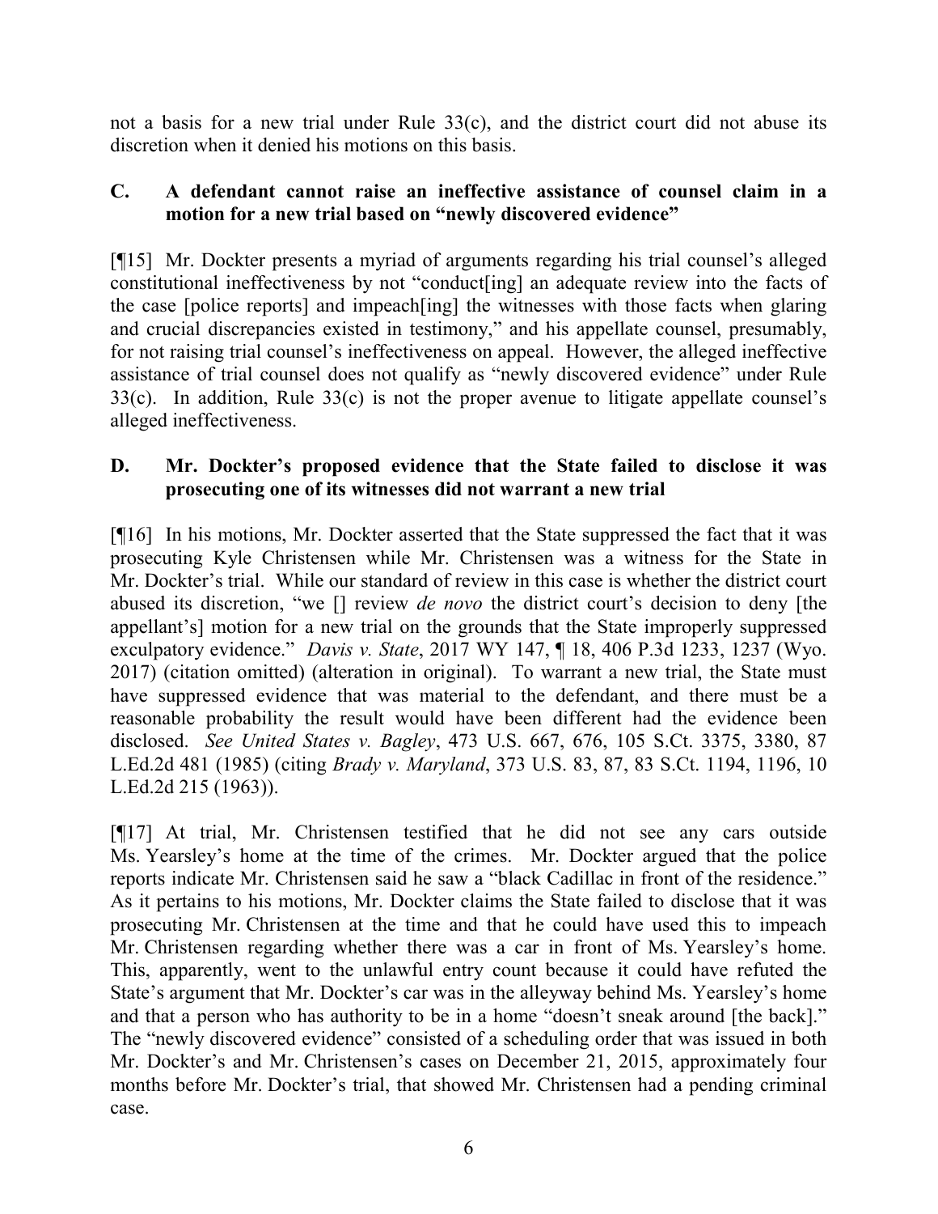not a basis for a new trial under Rule 33(c), and the district court did not abuse its discretion when it denied his motions on this basis.

### C. A defendant cannot raise an ineffective assistance of counsel claim in a motion for a new trial based on "newly discovered evidence"

[¶15] Mr. Dockter presents a myriad of arguments regarding his trial counsel's alleged constitutional ineffectiveness by not "conduct[ing] an adequate review into the facts of the case [police reports] and impeach[ing] the witnesses with those facts when glaring and crucial discrepancies existed in testimony," and his appellate counsel, presumably, for not raising trial counsel's ineffectiveness on appeal. However, the alleged ineffective assistance of trial counsel does not qualify as "newly discovered evidence" under Rule 33(c). In addition, Rule 33(c) is not the proper avenue to litigate appellate counsel's alleged ineffectiveness.

### D. Mr. Dockter's proposed evidence that the State failed to disclose it was prosecuting one of its witnesses did not warrant a new trial

[¶16] In his motions, Mr. Dockter asserted that the State suppressed the fact that it was prosecuting Kyle Christensen while Mr. Christensen was a witness for the State in Mr. Dockter's trial. While our standard of review in this case is whether the district court abused its discretion, "we [] review *de novo* the district court's decision to deny [the appellant's] motion for a new trial on the grounds that the State improperly suppressed exculpatory evidence." *Davis v. State*, 2017 WY 147, ¶ 18, 406 P.3d 1233, 1237 (Wyo. 2017) (citation omitted) (alteration in original). To warrant a new trial, the State must have suppressed evidence that was material to the defendant, and there must be a reasonable probability the result would have been different had the evidence been disclosed. *See United States v. Bagley*, 473 U.S. 667, 676, 105 S.Ct. 3375, 3380, 87 L.Ed.2d 481 (1985) (citing *Brady v. Maryland*, 373 U.S. 83, 87, 83 S.Ct. 1194, 1196, 10 L.Ed.2d 215 (1963)).

[¶17] At trial, Mr. Christensen testified that he did not see any cars outside Ms. Yearsley's home at the time of the crimes. Mr. Dockter argued that the police reports indicate Mr. Christensen said he saw a "black Cadillac in front of the residence." As it pertains to his motions, Mr. Dockter claims the State failed to disclose that it was prosecuting Mr. Christensen at the time and that he could have used this to impeach Mr. Christensen regarding whether there was a car in front of Ms. Yearsley's home. This, apparently, went to the unlawful entry count because it could have refuted the State's argument that Mr. Dockter's car was in the alleyway behind Ms. Yearsley's home and that a person who has authority to be in a home "doesn't sneak around [the back]." The "newly discovered evidence" consisted of a scheduling order that was issued in both Mr. Dockter's and Mr. Christensen's cases on December 21, 2015, approximately four months before Mr. Dockter's trial, that showed Mr. Christensen had a pending criminal case.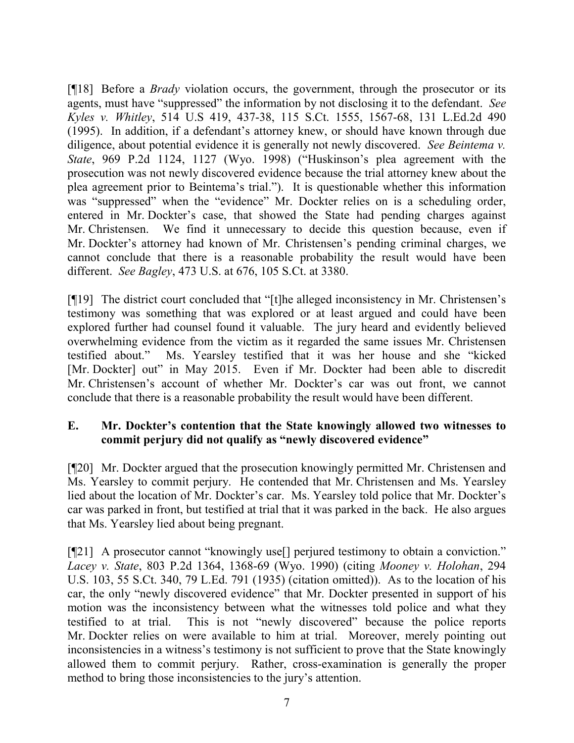[¶18] Before a *Brady* violation occurs, the government, through the prosecutor or its agents, must have "suppressed" the information by not disclosing it to the defendant. *See Kyles v. Whitley*, 514 U.S 419, 437-38, 115 S.Ct. 1555, 1567-68, 131 L.Ed.2d 490 (1995). In addition, if a defendant's attorney knew, or should have known through due diligence, about potential evidence it is generally not newly discovered. *See Beintema v. State*, 969 P.2d 1124, 1127 (Wyo. 1998) ("Huskinson's plea agreement with the prosecution was not newly discovered evidence because the trial attorney knew about the plea agreement prior to Beintema's trial."). It is questionable whether this information was "suppressed" when the "evidence" Mr. Dockter relies on is a scheduling order, entered in Mr. Dockter's case, that showed the State had pending charges against Mr. Christensen. We find it unnecessary to decide this question because, even if Mr. Dockter's attorney had known of Mr. Christensen's pending criminal charges, we cannot conclude that there is a reasonable probability the result would have been different. *See Bagley*, 473 U.S. at 676, 105 S.Ct. at 3380.

[¶19] The district court concluded that "[t]he alleged inconsistency in Mr. Christensen's testimony was something that was explored or at least argued and could have been explored further had counsel found it valuable. The jury heard and evidently believed overwhelming evidence from the victim as it regarded the same issues Mr. Christensen testified about." Ms. Yearsley testified that it was her house and she "kicked [Mr. Dockter] out" in May 2015. Even if Mr. Dockter had been able to discredit Mr. Christensen's account of whether Mr. Dockter's car was out front, we cannot conclude that there is a reasonable probability the result would have been different.

### E. Mr. Dockter's contention that the State knowingly allowed two witnesses to commit perjury did not qualify as "newly discovered evidence"

[¶20] Mr. Dockter argued that the prosecution knowingly permitted Mr. Christensen and Ms. Yearsley to commit perjury. He contended that Mr. Christensen and Ms. Yearsley lied about the location of Mr. Dockter's car. Ms. Yearsley told police that Mr. Dockter's car was parked in front, but testified at trial that it was parked in the back. He also argues that Ms. Yearsley lied about being pregnant.

[¶21] A prosecutor cannot "knowingly use[] perjured testimony to obtain a conviction." *Lacey v. State*, 803 P.2d 1364, 1368-69 (Wyo. 1990) (citing *Mooney v. Holohan*, 294 U.S. 103, 55 S.Ct. 340, 79 L.Ed. 791 (1935) (citation omitted)). As to the location of his car, the only "newly discovered evidence" that Mr. Dockter presented in support of his motion was the inconsistency between what the witnesses told police and what they testified to at trial. This is not "newly discovered" because the police reports Mr. Dockter relies on were available to him at trial. Moreover, merely pointing out inconsistencies in a witness's testimony is not sufficient to prove that the State knowingly allowed them to commit perjury. Rather, cross-examination is generally the proper method to bring those inconsistencies to the jury's attention.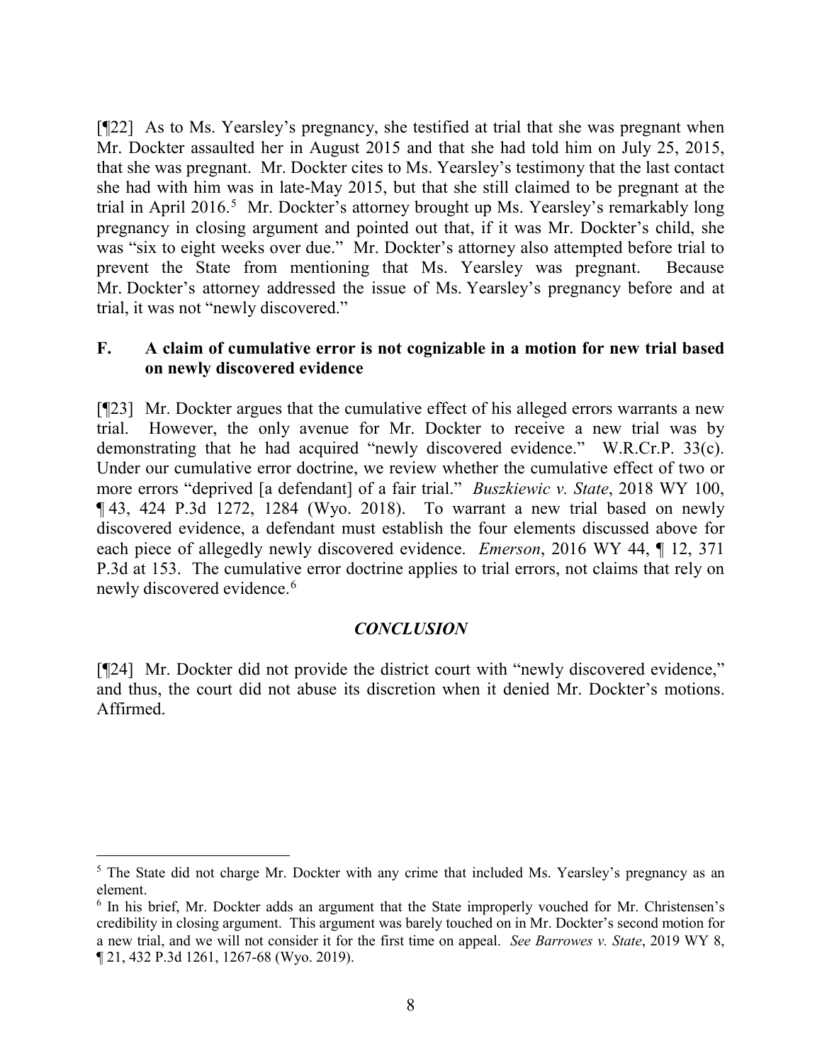[¶22] As to Ms. Yearsley's pregnancy, she testified at trial that she was pregnant when Mr. Dockter assaulted her in August 2015 and that she had told him on July 25, 2015, that she was pregnant. Mr. Dockter cites to Ms. Yearsley's testimony that the last contact she had with him was in late-May 2015, but that she still claimed to be pregnant at the trial in April 2016.[5] Mr. Dockter's attorney brought up Ms. Yearsley's remarkably long pregnancy in closing argument and pointed out that, if it was Mr. Dockter's child, she was "six to eight weeks over due." Mr. Dockter's attorney also attempted before trial to prevent the State from mentioning that Ms. Yearsley was pregnant. Because Mr. Dockter's attorney addressed the issue of Ms. Yearsley's pregnancy before and at trial, it was not "newly discovered."

### F. A claim of cumulative error is not cognizable in a motion for new trial based on newly discovered evidence

[¶23] Mr. Dockter argues that the cumulative effect of his alleged errors warrants a new trial. However, the only avenue for Mr. Dockter to receive a new trial was by demonstrating that he had acquired "newly discovered evidence." W.R.Cr.P. 33(c). Under our cumulative error doctrine, we review whether the cumulative effect of two or more errors "deprived [a defendant] of a fair trial." *Buszkiewic v. State*, 2018 WY 100, ¶ 43, 424 P.3d 1272, 1284 (Wyo. 2018). To warrant a new trial based on newly discovered evidence, a defendant must establish the four elements discussed above for each piece of allegedly newly discovered evidence. *Emerson*, 2016 WY 44, ¶ 12, 371 P.3d at 153. The cumulative error doctrine applies to trial errors, not claims that rely on newly discovered evidence.[6]

## *CONCLUSION*

[¶24] Mr. Dockter did not provide the district court with "newly discovered evidence," and thus, the court did not abuse its discretion when it denied Mr. Dockter's motions. Affirmed.

---

[5] The State did not charge Mr. Dockter with any crime that included Ms. Yearsley's pregnancy as an element.

[6] In his brief, Mr. Dockter adds an argument that the State improperly vouched for Mr. Christensen's credibility in closing argument. This argument was barely touched on in Mr. Dockter's second motion for a new trial, and we will not consider it for the first time on appeal. *See Barrowes v. State*, 2019 WY 8, ¶ 21, 432 P.3d 1261, 1267-68 (Wyo. 2019).